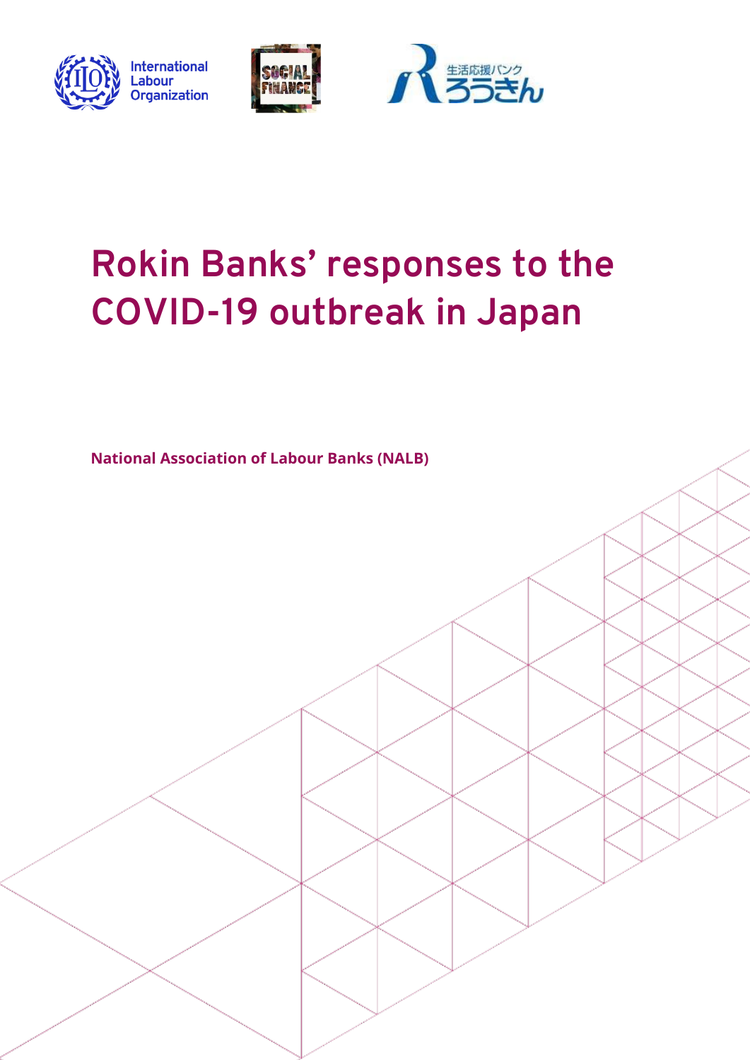# Rokin Banks’ responses to the COVID-19 outbreak in Japan

**National Association of Labour Banks (NALB)**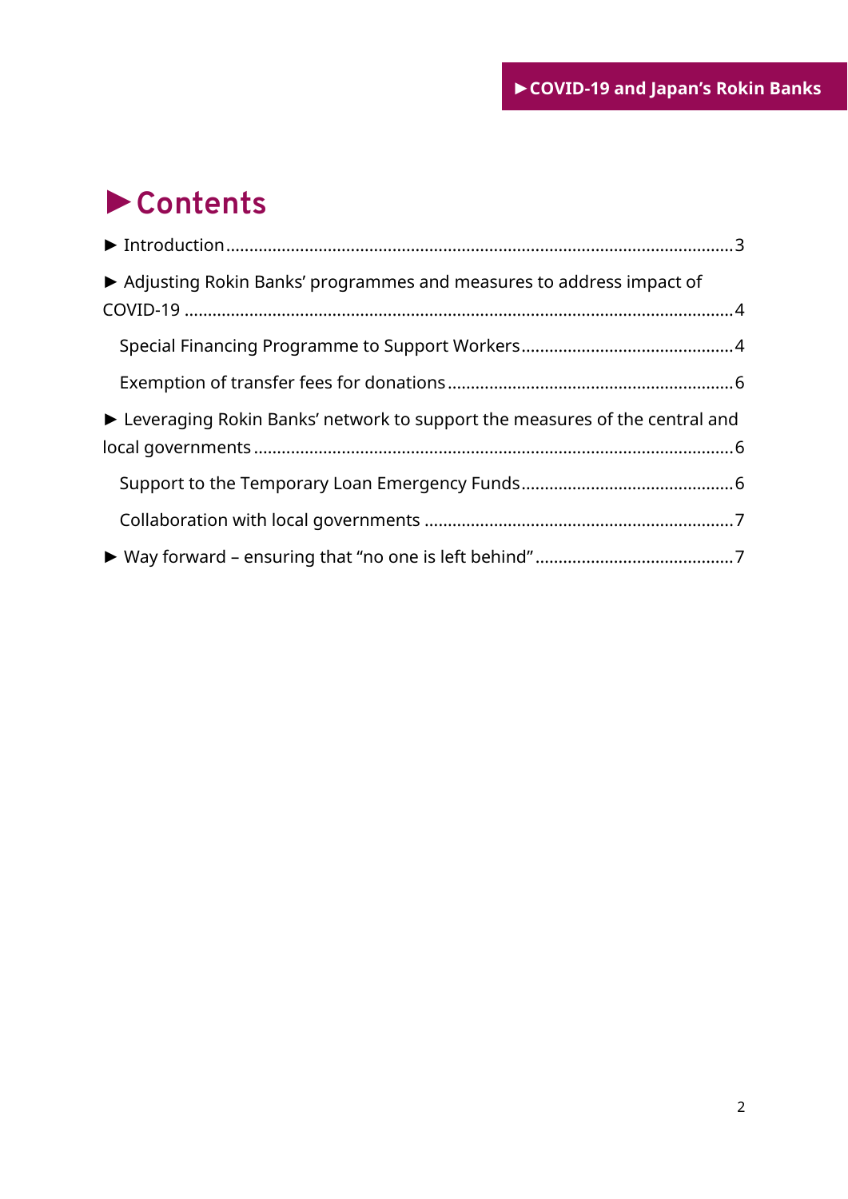# ►Contents

► Introduction ........................................................................................................ 3

► Adjusting Rokin Banks' programmes and measures to address impact of COVID-19 ................................................................................................................. 4

- Special Financing Programme to Support Workers ............................................ 4
- Exemption of transfer fees for donations ............................................................ 6

► Leveraging Rokin Banks' network to support the measures of the central and local governments ..................................................................................................... 6

- Support to the Temporary Loan Emergency Funds ............................................ 6
- Collaboration with local governments ................................................................. 7

► Way forward – ensuring that "no one is left behind" ........................................... 7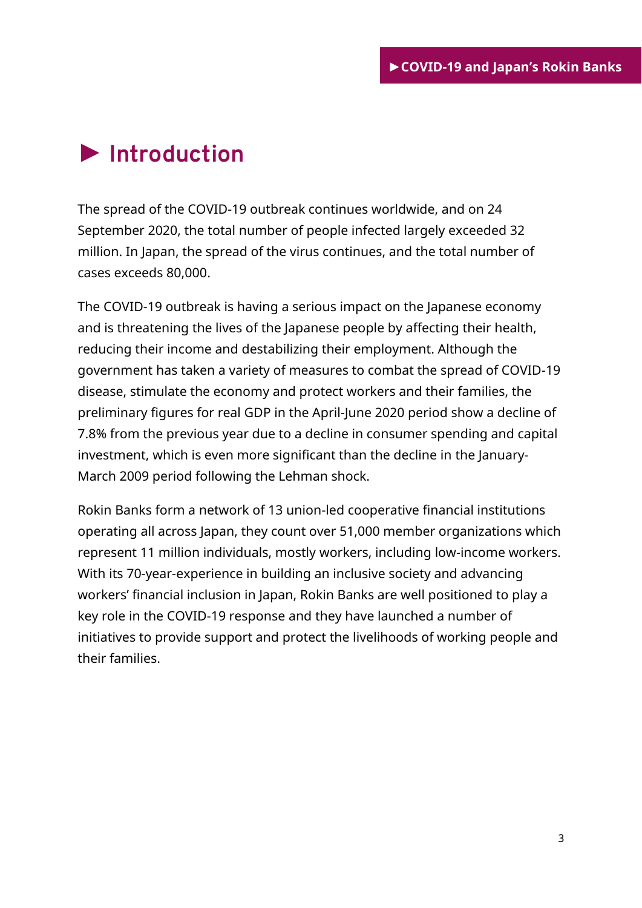# ► Introduction

The spread of the COVID-19 outbreak continues worldwide, and on 24 September 2020, the total number of people infected largely exceeded 32 million. In Japan, the spread of the virus continues, and the total number of cases exceeds 80,000.

The COVID-19 outbreak is having a serious impact on the Japanese economy and is threatening the lives of the Japanese people by affecting their health, reducing their income and destabilizing their employment. Although the government has taken a variety of measures to combat the spread of COVID-19 disease, stimulate the economy and protect workers and their families, the preliminary figures for real GDP in the April-June 2020 period show a decline of 7.8% from the previous year due to a decline in consumer spending and capital investment, which is even more significant than the decline in the January-March 2009 period following the Lehman shock.

Rokin Banks form a network of 13 union-led cooperative financial institutions operating all across Japan, they count over 51,000 member organizations which represent 11 million individuals, mostly workers, including low-income workers. With its 70-year-experience in building an inclusive society and advancing workers' financial inclusion in Japan, Rokin Banks are well positioned to play a key role in the COVID-19 response and they have launched a number of initiatives to provide support and protect the livelihoods of working people and their families.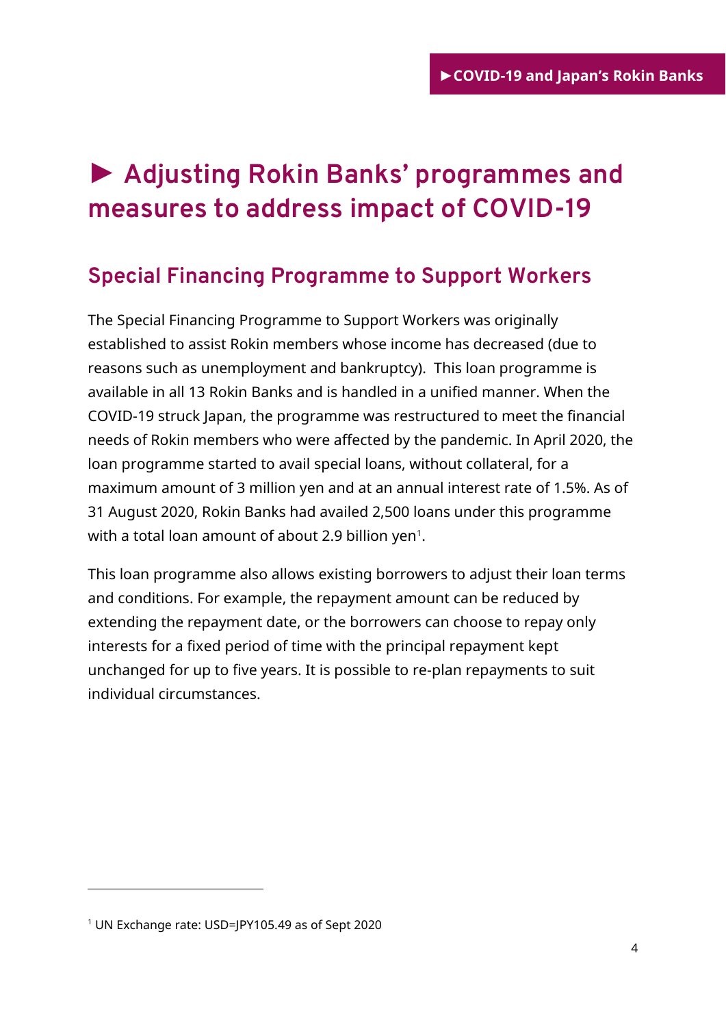# ► Adjusting Rokin Banks' programmes and measures to address impact of COVID-19

## Special Financing Programme to Support Workers

The Special Financing Programme to Support Workers was originally established to assist Rokin members whose income has decreased (due to reasons such as unemployment and bankruptcy). This loan programme is available in all 13 Rokin Banks and is handled in a unified manner. When the COVID-19 struck Japan, the programme was restructured to meet the financial needs of Rokin members who were affected by the pandemic. In April 2020, the loan programme started to avail special loans, without collateral, for a maximum amount of 3 million yen and at an annual interest rate of 1.5%. As of 31 August 2020, Rokin Banks had availed 2,500 loans under this programme with a total loan amount of about 2.9 billion yen[1].

This loan programme also allows existing borrowers to adjust their loan terms and conditions. For example, the repayment amount can be reduced by extending the repayment date, or the borrowers can choose to repay only interests for a fixed period of time with the principal repayment kept unchanged for up to five years. It is possible to re-plan repayments to suit individual circumstances.

---

[1] UN Exchange rate: USD=JPY105.49 as of Sept 2020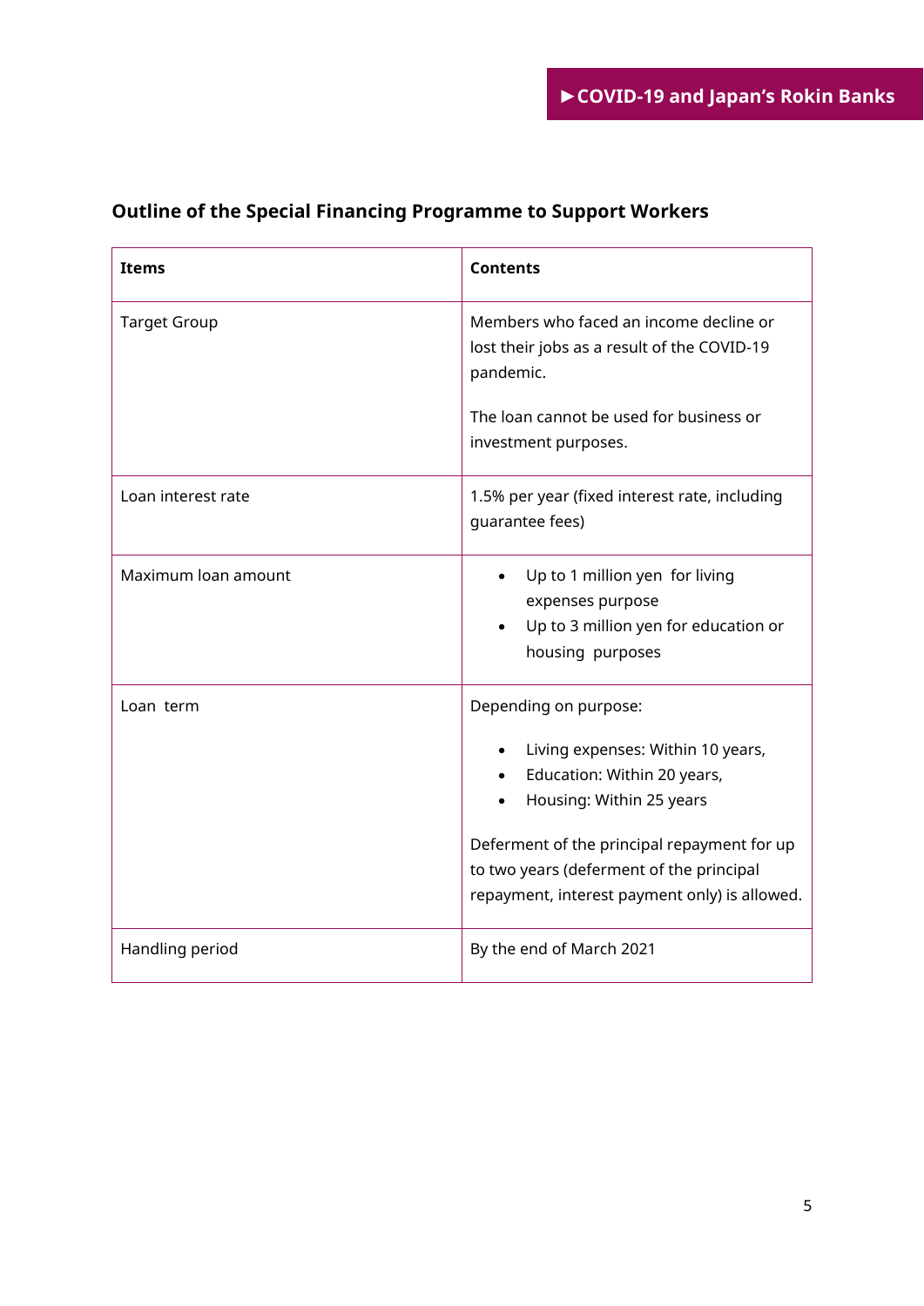## Outline of the Special Financing Programme to Support Workers

| **Items** | **Contents** |
| --- | --- |
| Target Group | Members who faced an income decline or lost their jobs as a result of the COVID-19 pandemic.<br><br>The loan cannot be used for business or investment purposes. |
| Loan interest rate | 1.5% per year (fixed interest rate, including guarantee fees) |
| Maximum loan amount | • Up to 1 million yen for living expenses purpose<br>• Up to 3 million yen for education or housing purposes |
| Loan term | Depending on purpose:<br><br>• Living expenses: Within 10 years,<br>• Education: Within 20 years,<br>• Housing: Within 25 years<br><br>Deferment of the principal repayment for up to two years (deferment of the principal repayment, interest payment only) is allowed. |
| Handling period | By the end of March 2021 |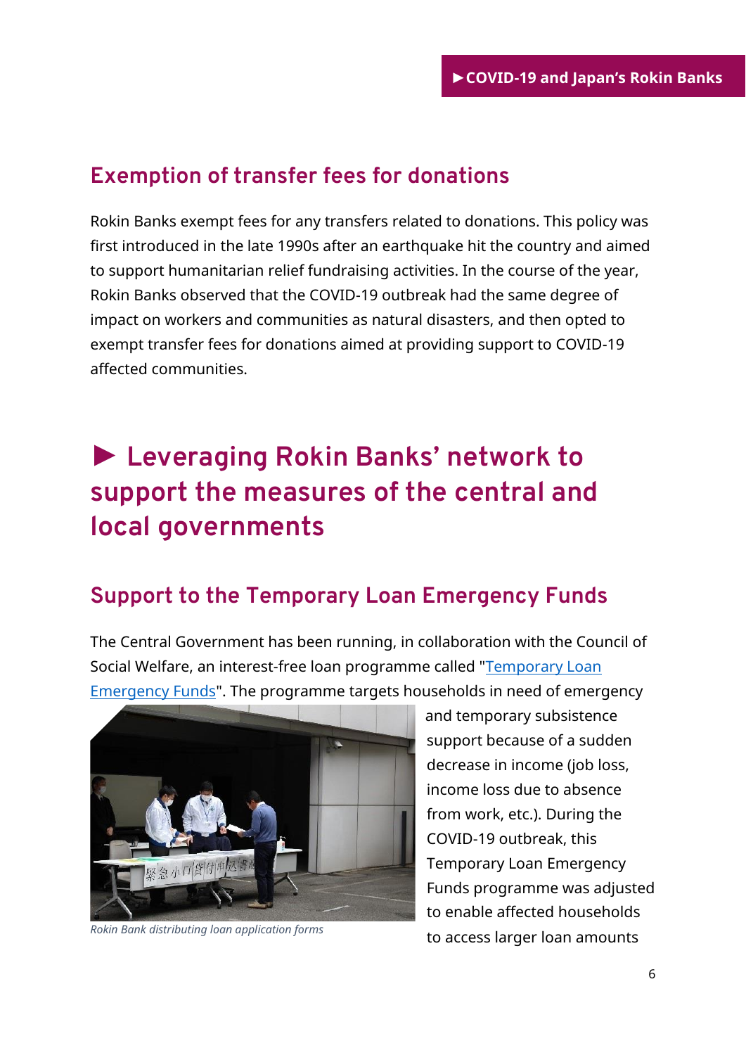## Exemption of transfer fees for donations

Rokin Banks exempt fees for any transfers related to donations. This policy was first introduced in the late 1990s after an earthquake hit the country and aimed to support humanitarian relief fundraising activities. In the course of the year, Rokin Banks observed that the COVID-19 outbreak had the same degree of impact on workers and communities as natural disasters, and then opted to exempt transfer fees for donations aimed at providing support to COVID-19 affected communities.

# ► Leveraging Rokin Banks' network to support the measures of the central and local governments

## Support to the Temporary Loan Emergency Funds

The Central Government has been running, in collaboration with the Council of Social Welfare, an interest-free loan programme called "Temporary Loan Emergency Funds". The programme targets households in need of emergency and temporary subsistence support because of a sudden decrease in income (job loss, income loss due to absence from work, etc.). During the COVID-19 outbreak, this Temporary Loan Emergency Funds programme was adjusted to enable affected households to access larger loan amounts

*Rokin Bank distributing loan application forms*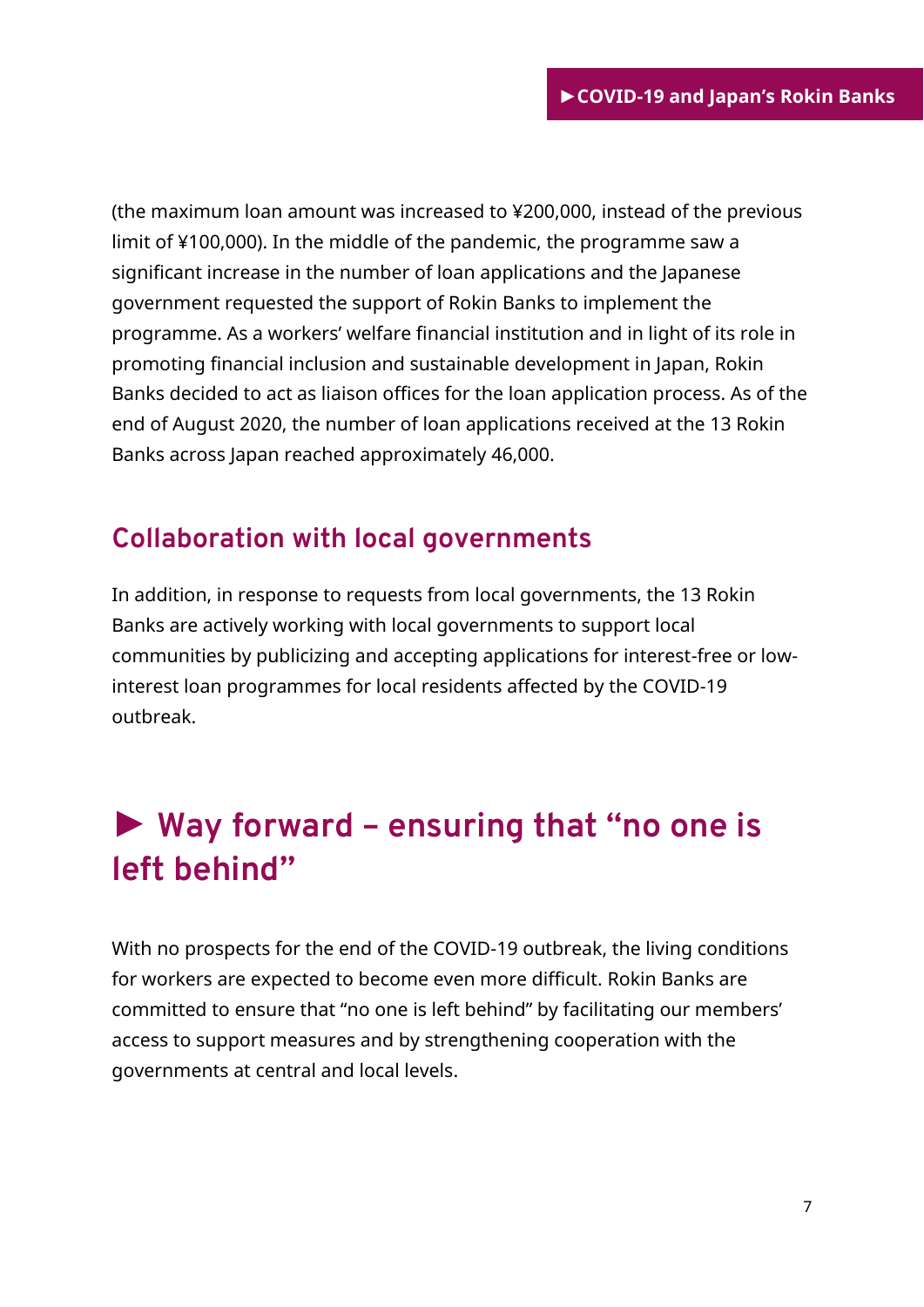(the maximum loan amount was increased to ¥200,000, instead of the previous limit of ¥100,000). In the middle of the pandemic, the programme saw a significant increase in the number of loan applications and the Japanese government requested the support of Rokin Banks to implement the programme. As a workers' welfare financial institution and in light of its role in promoting financial inclusion and sustainable development in Japan, Rokin Banks decided to act as liaison offices for the loan application process. As of the end of August 2020, the number of loan applications received at the 13 Rokin Banks across Japan reached approximately 46,000.

### Collaboration with local governments

In addition, in response to requests from local governments, the 13 Rokin Banks are actively working with local governments to support local communities by publicizing and accepting applications for interest-free or low-interest loan programmes for local residents affected by the COVID-19 outbreak.

## ► Way forward – ensuring that "no one is left behind"

With no prospects for the end of the COVID-19 outbreak, the living conditions for workers are expected to become even more difficult. Rokin Banks are committed to ensure that "no one is left behind" by facilitating our members' access to support measures and by strengthening cooperation with the governments at central and local levels.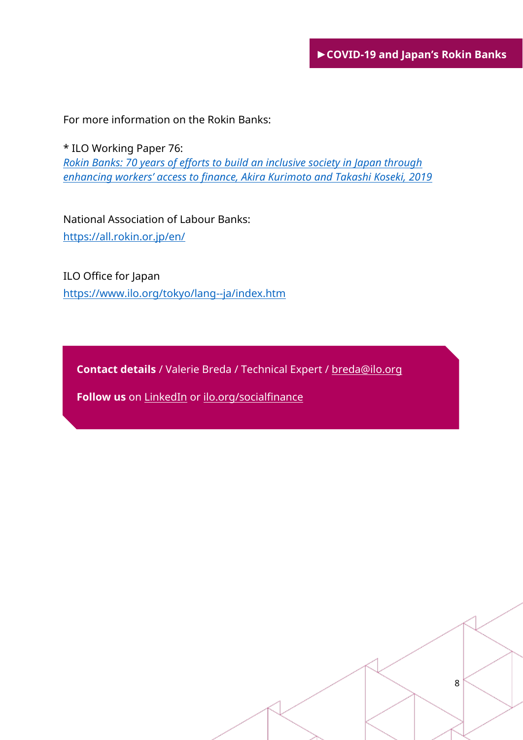For more information on the Rokin Banks:

* ILO Working Paper 76:
*Rokin Banks: 70 years of efforts to build an inclusive society in Japan through enhancing workers' access to finance, Akira Kurimoto and Takashi Koseki, 2019*

National Association of Labour Banks:
https://all.rokin.or.jp/en/

ILO Office for Japan
https://www.ilo.org/tokyo/lang--ja/index.htm

**Contact details** / Valerie Breda / Technical Expert / breda@ilo.org

**Follow us** on LinkedIn or ilo.org/socialfinance